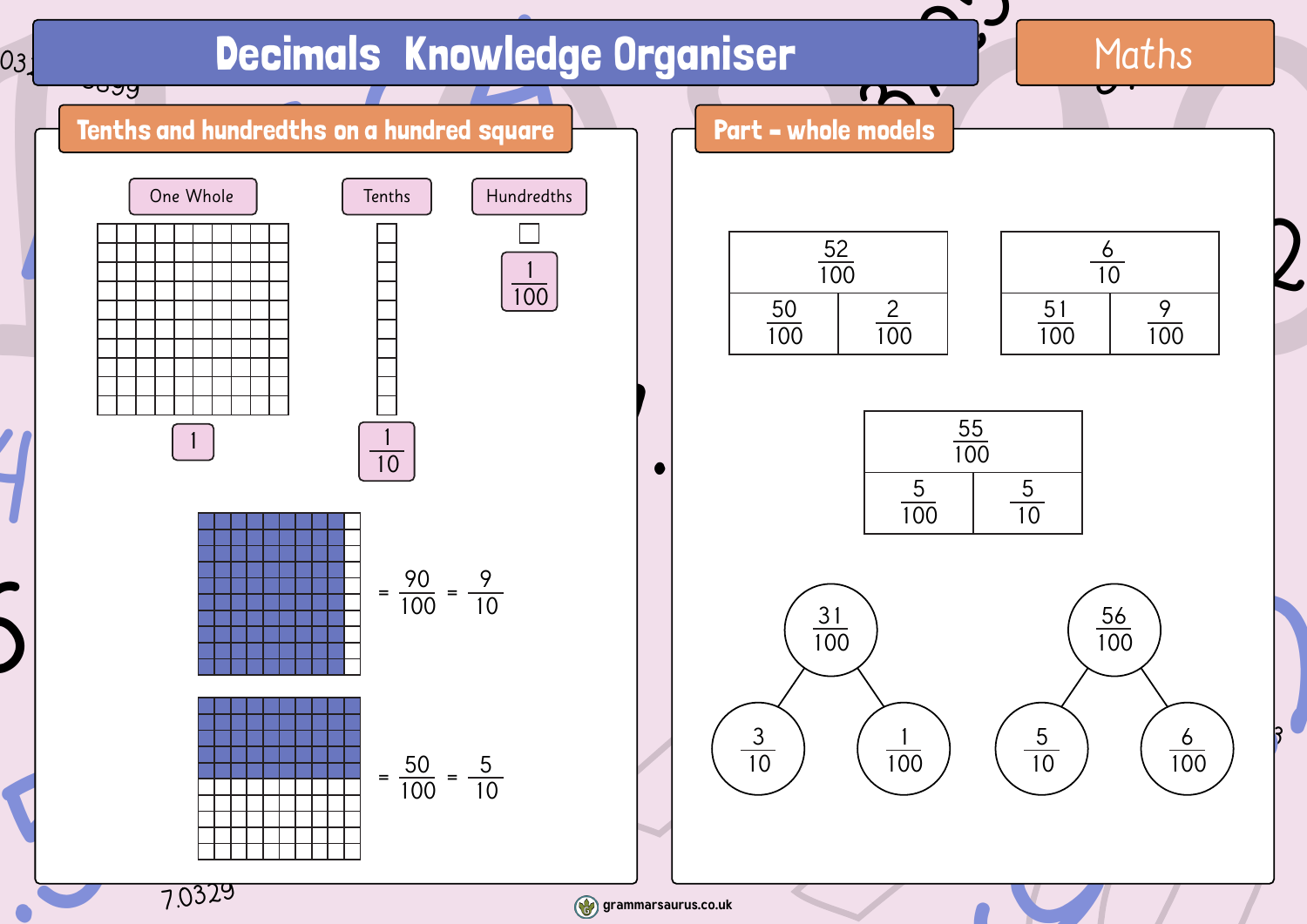# Decimals Knowledge Organiser

Maths

## Tenths and hundredths on a hundred square

One Whole — $1$

Tenths — $\frac{1}{10}$

Hundredths — $\frac{1}{100}$

$= \frac{90}{100} = \frac{9}{10}$

$= \frac{50}{100} = \frac{5}{10}$

## Part - whole models

| $\frac{52}{100}$ | |
|---|---|
| $\frac{50}{100}$ | $\frac{2}{100}$ |

| $\frac{6}{10}$ | |
|---|---|
| $\frac{51}{100}$ | $\frac{9}{100}$ |

| $\frac{55}{100}$ | |
|---|---|
| $\frac{5}{100}$ | $\frac{5}{10}$ |

Whole: $\frac{31}{100}$ — Parts: $\frac{3}{10}$, $\frac{1}{100}$

Whole: $\frac{56}{100}$ — Parts: $\frac{5}{10}$, $\frac{6}{100}$

grammarsaurus.co.uk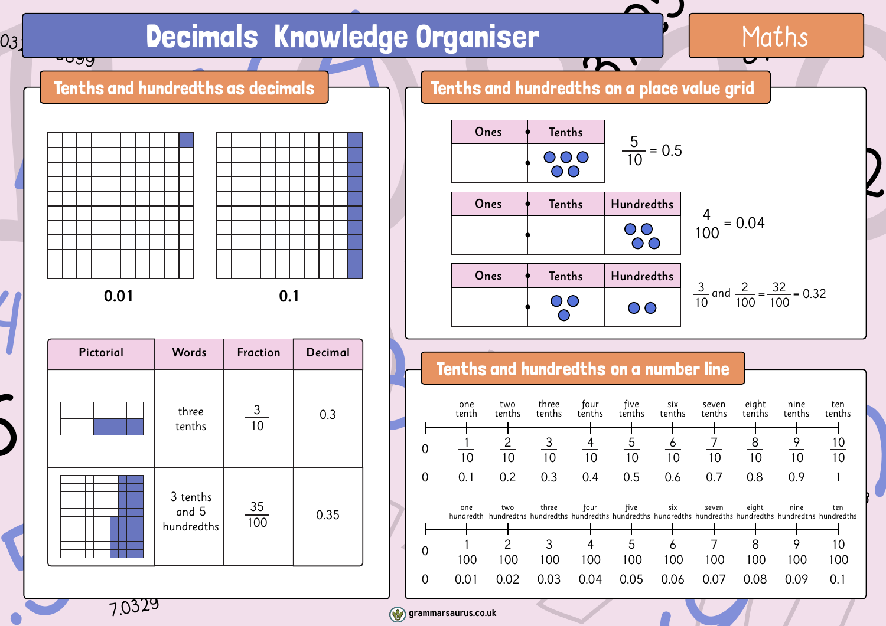# Decimals Knowledge Organiser

Maths

## Tenths and hundredths as decimals

0.01

0.1

| Pictorial | Words | Fraction | Decimal |
|---|---|---|---|
| | three tenths | $\frac{3}{10}$ | 0.3 |
| | 3 tenths and 5 hundredths | $\frac{35}{100}$ | 0.35 |

## Tenths and hundredths on a place value grid

| Ones | Tenths |
|---|---|
| | ●●●●● |

$\frac{5}{10} = 0.5$

| Ones | Tenths | Hundredths |
|---|---|---|
| | | ●●●● |

$\frac{4}{100} = 0.04$

| Ones | Tenths | Hundredths |
|---|---|---|
| | ●●● | ●● |

$\frac{3}{10}$ and $\frac{2}{100} = \frac{32}{100} = 0.32$

## Tenths and hundredths on a number line

| | one tenth | two tenths | three tenths | four tenths | five tenths | six tenths | seven tenths | eight tenths | nine tenths | ten tenths |
|---|---|---|---|---|---|---|---|---|---|---|
| 0 | $\frac{1}{10}$ | $\frac{2}{10}$ | $\frac{3}{10}$ | $\frac{4}{10}$ | $\frac{5}{10}$ | $\frac{6}{10}$ | $\frac{7}{10}$ | $\frac{8}{10}$ | $\frac{9}{10}$ | $\frac{10}{10}$ |
| 0 | 0.1 | 0.2 | 0.3 | 0.4 | 0.5 | 0.6 | 0.7 | 0.8 | 0.9 | 1 |

| | one hundredth | two hundredths | three hundredths | four hundredths | five hundredths | six hundredths | seven hundredths | eight hundredths | nine hundredths | ten hundredths |
|---|---|---|---|---|---|---|---|---|---|---|
| 0 | $\frac{1}{100}$ | $\frac{2}{100}$ | $\frac{3}{100}$ | $\frac{4}{100}$ | $\frac{5}{100}$ | $\frac{6}{100}$ | $\frac{7}{100}$ | $\frac{8}{100}$ | $\frac{9}{100}$ | $\frac{10}{100}$ |
| 0 | 0.01 | 0.02 | 0.03 | 0.04 | 0.05 | 0.06 | 0.07 | 0.08 | 0.09 | 0.1 |

grammarsaurus.co.uk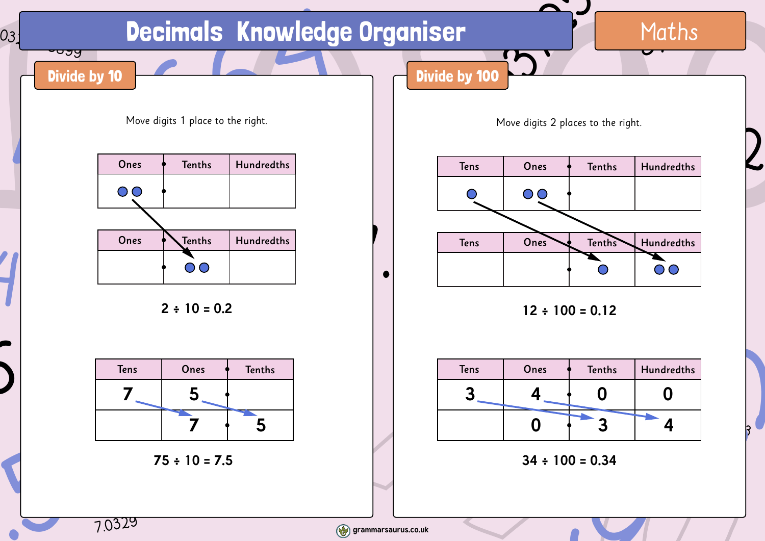# Decimals Knowledge Organiser

Maths

## Divide by 10

Move digits 1 place to the right.

| Ones | Tenths | Hundredths |
| --- | --- | --- |
| ● ● | | |

| Ones | Tenths | Hundredths |
| --- | --- | --- |
| | ● ● | |

**2 ÷ 10 = 0.2**

| Tens | Ones | Tenths |
| --- | --- | --- |
| 7 | 5 | |
| | 7 | 5 |

**75 ÷ 10 = 7.5**

## Divide by 100

Move digits 2 places to the right.

| Tens | Ones | Tenths | Hundredths |
| --- | --- | --- | --- |
| ● | ● ● | | |

| Tens | Ones | Tenths | Hundredths |
| --- | --- | --- | --- |
| | | ● | ● ● |

**12 ÷ 100 = 0.12**

| Tens | Ones | Tenths | Hundredths |
| --- | --- | --- | --- |
| 3 | 4 | 0 | 0 |
| | 0 | 3 | 4 |

**34 ÷ 100 = 0.34**

grammarsaurus.co.uk